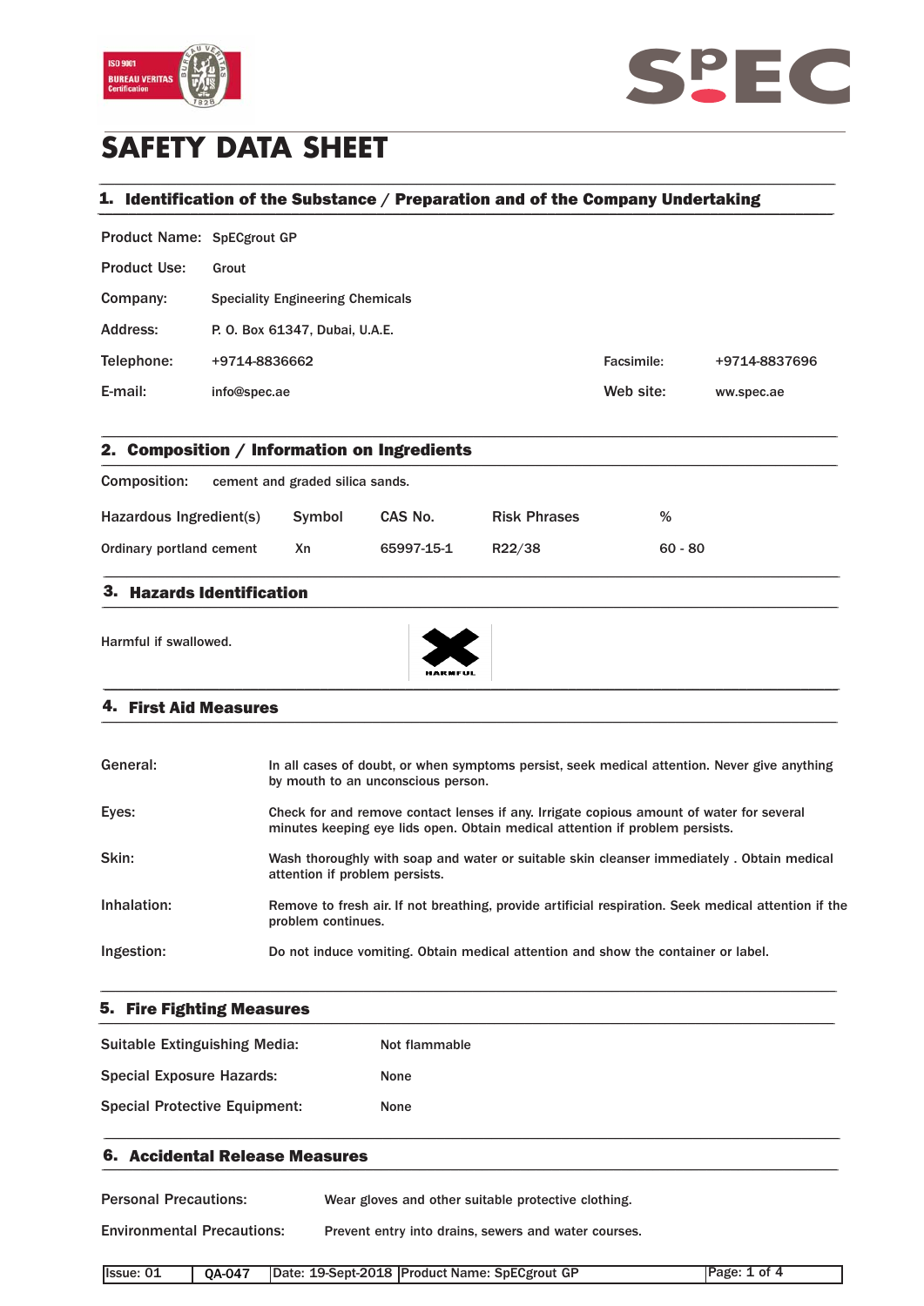# SAFETY DATA SHEET

## 1. Identification of the Substance / Preparation and of the Company Undertaking

Product Name: SpECgrout GP

Product Use: Grout

Company: Speciality Engineering Chemicals

Address: P. O. Box 61347, Dubai, U.A.E.

Telephone: +9714-8836662 Facsimile: +9714-8837696

E-mail: info@spec.ae Web site: ww.spec.ae

## 2. Composition / Information on Ingredients

Composition: cement and graded silica sands.

| Hazardous Ingredient(s) | Symbol | CAS No. | Risk Phrases | % |
|---|---|---|---|---|
| Ordinary portland cement | Xn | 65997-15-1 | R22/38 | 60 - 80 |

## 3. Hazards Identification

Harmful if swallowed.

HARMFUL

## 4. First Aid Measures

**General:** In all cases of doubt, or when symptoms persist, seek medical attention. Never give anything by mouth to an unconscious person.

**Eyes:** Check for and remove contact lenses if any. Irrigate copious amount of water for several minutes keeping eye lids open. Obtain medical attention if problem persists.

**Skin:** Wash thoroughly with soap and water or suitable skin cleanser immediately . Obtain medical attention if problem persists.

**Inhalation:** Remove to fresh air. If not breathing, provide artificial respiration. Seek medical attention if the problem continues.

**Ingestion:** Do not induce vomiting. Obtain medical attention and show the container or label.

## 5. Fire Fighting Measures

Suitable Extinguishing Media: Not flammable

Special Exposure Hazards: None

Special Protective Equipment: None

## 6. Accidental Release Measures

Personal Precautions: Wear gloves and other suitable protective clothing.

Environmental Precautions: Prevent entry into drains, sewers and water courses.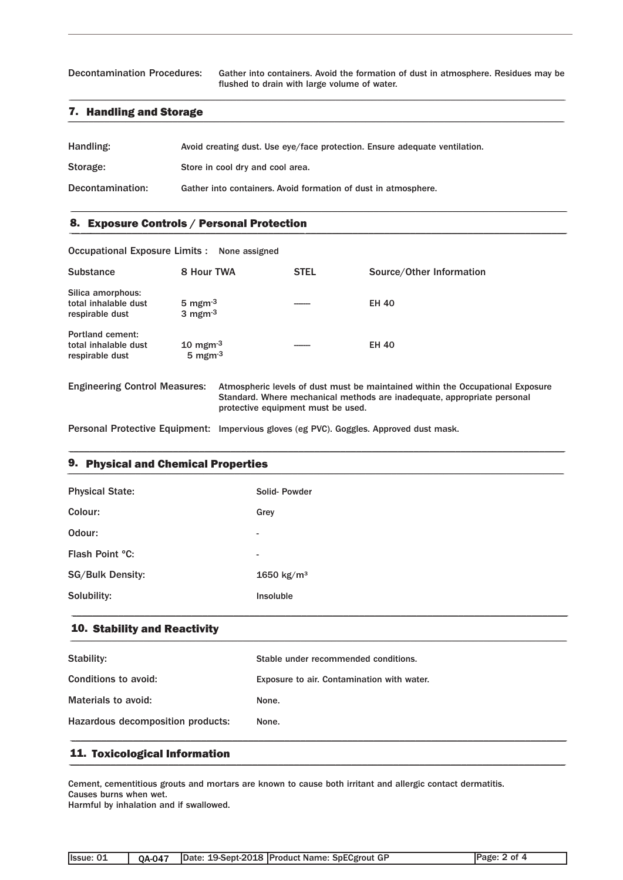Decontamination Procedures: Gather into containers. Avoid the formation of dust in atmosphere. Residues may be flushed to drain with large volume of water.

## 7. Handling and Storage

Handling: Avoid creating dust. Use eye/face protection. Ensure adequate ventilation.

Storage: Store in cool dry and cool area.

Decontamination: Gather into containers. Avoid formation of dust in atmosphere.

## 8. Exposure Controls / Personal Protection

Occupational Exposure Limits : None assigned

| Substance | 8 Hour TWA | STEL | Source/Other Information |
| --- | --- | --- | --- |
| Silica amorphous:<br>total inhalable dust<br>respirable dust | <br>5 $mgm^{-3}$<br>3 $mgm^{-3}$ | ------ | EH 40 |
| Portland cement:<br>total inhalable dust<br>respirable dust | <br>10 $mgm^{-3}$<br>5 $mgm^{-3}$ | ------ | EH 40 |

Engineering Control Measures: Atmospheric levels of dust must be maintained within the Occupational Exposure Standard. Where mechanical methods are inadequate, appropriate personal protective equipment must be used.

Personal Protective Equipment: Impervious gloves (eg PVC). Goggles. Approved dust mask.

## 9. Physical and Chemical Properties

Physical State: Solid- Powder

Colour: Grey

Odour: -

Flash Point °C: -

SG/Bulk Density: 1650 $kg/m^3$

Solubility: Insoluble

## 10. Stability and Reactivity

Stability: Stable under recommended conditions.

Conditions to avoid: Exposure to air. Contamination with water.

Materials to avoid: None.

Hazardous decomposition products: None.

## 11. Toxicological Information

Cement, cementitious grouts and mortars are known to cause both irritant and allergic contact dermatitis.
Causes burns when wet.
Harmful by inhalation and if swallowed.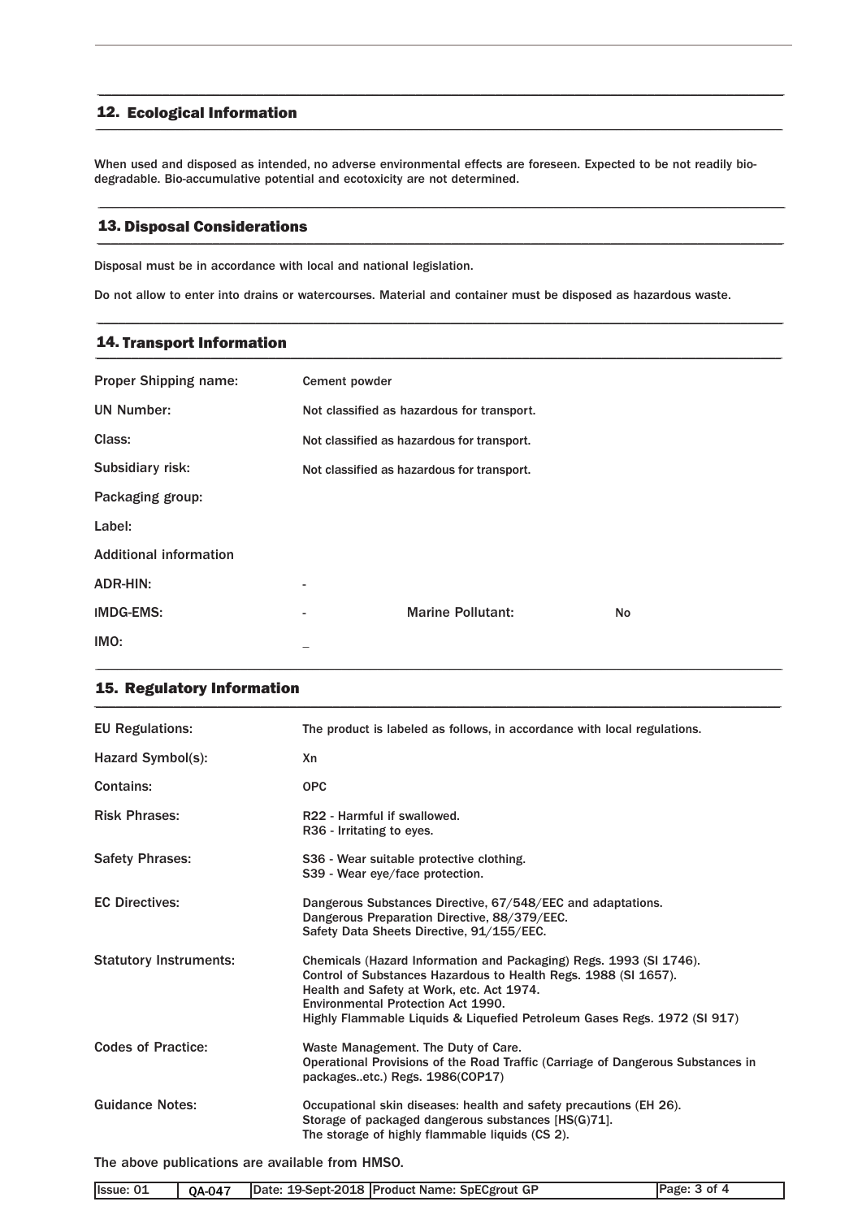## 12. Ecological Information

When used and disposed as intended, no adverse environmental effects are foreseen. Expected to be not readily bio-degradable. Bio-accumulative potential and ecotoxicity are not determined.

## 13. Disposal Considerations

Disposal must be in accordance with local and national legislation.

Do not allow to enter into drains or watercourses. Material and container must be disposed as hazardous waste.

## 14. Transport Information

| | | | |
|---|---|---|---|
| Proper Shipping name: | Cement powder | | |
| UN Number: | Not classified as hazardous for transport. | | |
| Class: | Not classified as hazardous for transport. | | |
| Subsidiary risk: | Not classified as hazardous for transport. | | |
| Packaging group: | | | |
| Label: | | | |
| Additional information | | | |
| ADR-HIN: | - | | |
| IMDG-EMS: | - | Marine Pollutant: | No |
| IMO: | _ | | |

## 15. Regulatory Information

| | |
|---|---|
| EU Regulations: | The product is labeled as follows, in accordance with local regulations. |
| Hazard Symbol(s): | Xn |
| Contains: | OPC |
| Risk Phrases: | R22 - Harmful if swallowed.<br>R36 - Irritating to eyes. |
| Safety Phrases: | S36 - Wear suitable protective clothing.<br>S39 - Wear eye/face protection. |
| EC Directives: | Dangerous Substances Directive, 67/548/EEC and adaptations.<br>Dangerous Preparation Directive, 88/379/EEC.<br>Safety Data Sheets Directive, 91/155/EEC. |
| Statutory Instruments: | Chemicals (Hazard Information and Packaging) Regs. 1993 (SI 1746).<br>Control of Substances Hazardous to Health Regs. 1988 (SI 1657).<br>Health and Safety at Work, etc. Act 1974.<br>Environmental Protection Act 1990.<br>Highly Flammable Liquids & Liquefied Petroleum Gases Regs. 1972 (SI 917) |
| Codes of Practice: | Waste Management. The Duty of Care.<br>Operational Provisions of the Road Traffic (Carriage of Dangerous Substances in packages..etc.) Regs. 1986(COP17) |
| Guidance Notes: | Occupational skin diseases: health and safety precautions (EH 26).<br>Storage of packaged dangerous substances [HS(G)71].<br>The storage of highly flammable liquids (CS 2). |

The above publications are available from HMSO.

| Issue: 01 | QA-047 | Date: 19-Sept-2018 | Product Name: SpECgrout GP |
|---|---|---|---|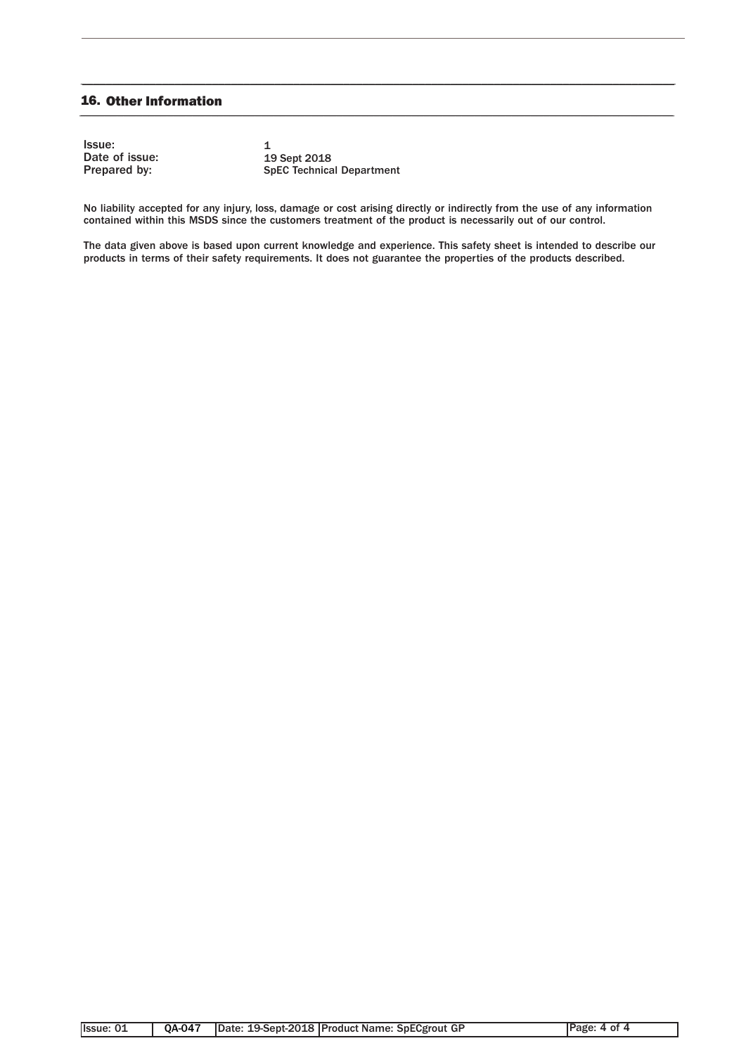## 16. Other Information

| | |
|---|---|
| Issue: | 1 |
| Date of issue: | 19 Sept 2018 |
| Prepared by: | SpEC Technical Department |

No liability accepted for any injury, loss, damage or cost arising directly or indirectly from the use of any information contained within this MSDS since the customers treatment of the product is necessarily out of our control.

The data given above is based upon current knowledge and experience. This safety sheet is intended to describe our products in terms of their safety requirements. It does not guarantee the properties of the products described.